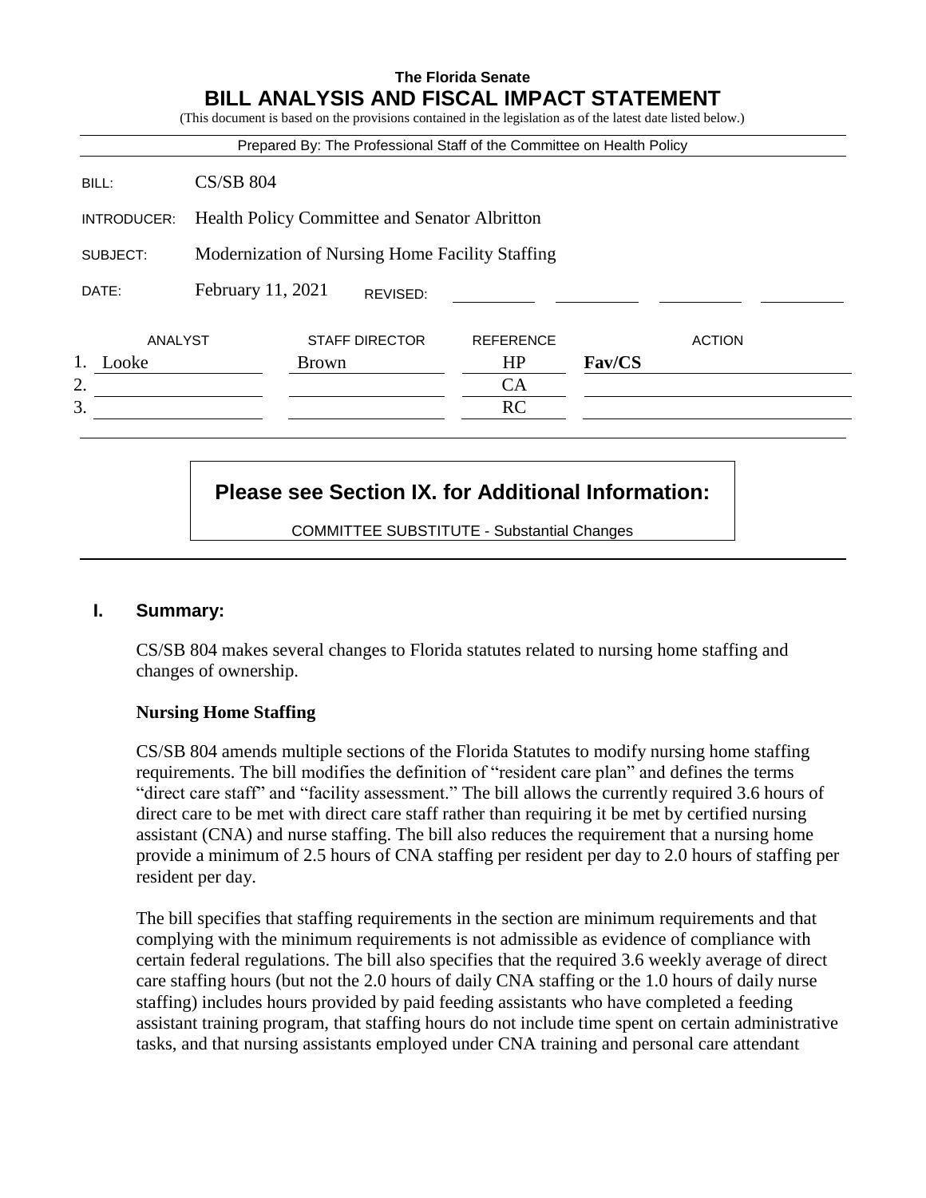**The Florida Senate**

# BILL ANALYSIS AND FISCAL IMPACT STATEMENT

(This document is based on the provisions contained in the legislation as of the latest date listed below.)

Prepared By: The Professional Staff of the Committee on Health Policy

| | |
|---|---|
| BILL: | CS/SB 804 |
| INTRODUCER: | Health Policy Committee and Senator Albritton |
| SUBJECT: | Modernization of Nursing Home Facility Staffing |
| DATE: | February 11, 2021 REVISED: |

| | ANALYST | STAFF DIRECTOR | REFERENCE | ACTION |
|---|---|---|---|---|
| 1. | Looke | Brown | HP | **Fav/CS** |
| 2. | | | CA | |
| 3. | | | RC | |

**Please see Section IX. for Additional Information:**

COMMITTEE SUBSTITUTE - Substantial Changes

## I. Summary:

CS/SB 804 makes several changes to Florida statutes related to nursing home staffing and changes of ownership.

### Nursing Home Staffing

CS/SB 804 amends multiple sections of the Florida Statutes to modify nursing home staffing requirements. The bill modifies the definition of "resident care plan" and defines the terms "direct care staff" and "facility assessment." The bill allows the currently required 3.6 hours of direct care to be met with direct care staff rather than requiring it be met by certified nursing assistant (CNA) and nurse staffing. The bill also reduces the requirement that a nursing home provide a minimum of 2.5 hours of CNA staffing per resident per day to 2.0 hours of staffing per resident per day.

The bill specifies that staffing requirements in the section are minimum requirements and that complying with the minimum requirements is not admissible as evidence of compliance with certain federal regulations. The bill also specifies that the required 3.6 weekly average of direct care staffing hours (but not the 2.0 hours of daily CNA staffing or the 1.0 hours of daily nurse staffing) includes hours provided by paid feeding assistants who have completed a feeding assistant training program, that staffing hours do not include time spent on certain administrative tasks, and that nursing assistants employed under CNA training and personal care attendant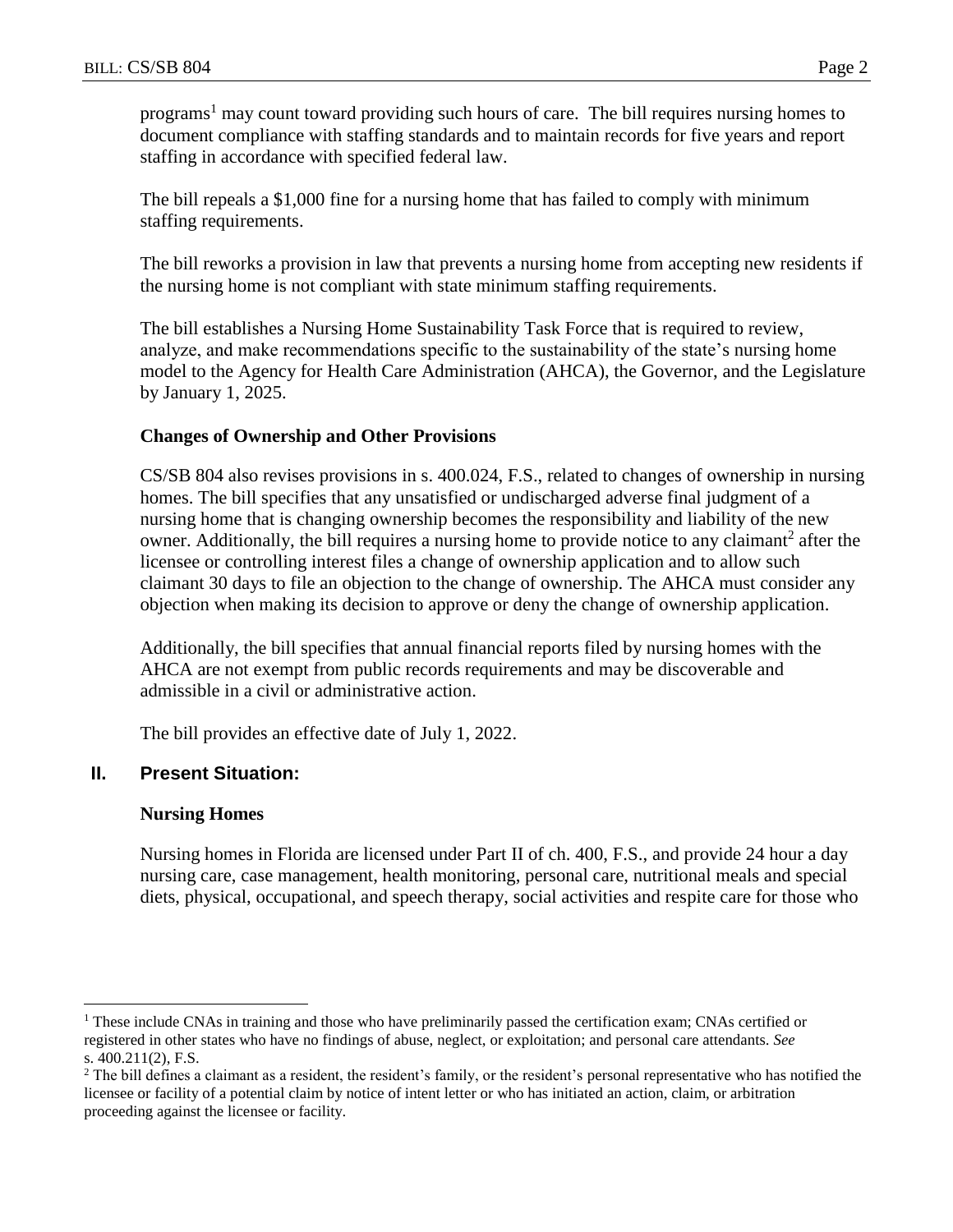programs[1] may count toward providing such hours of care. The bill requires nursing homes to document compliance with staffing standards and to maintain records for five years and report staffing in accordance with specified federal law.

The bill repeals a $1,000 fine for a nursing home that has failed to comply with minimum staffing requirements.

The bill reworks a provision in law that prevents a nursing home from accepting new residents if the nursing home is not compliant with state minimum staffing requirements.

The bill establishes a Nursing Home Sustainability Task Force that is required to review, analyze, and make recommendations specific to the sustainability of the state's nursing home model to the Agency for Health Care Administration (AHCA), the Governor, and the Legislature by January 1, 2025.

**Changes of Ownership and Other Provisions**

CS/SB 804 also revises provisions in s. 400.024, F.S., related to changes of ownership in nursing homes. The bill specifies that any unsatisfied or undischarged adverse final judgment of a nursing home that is changing ownership becomes the responsibility and liability of the new owner. Additionally, the bill requires a nursing home to provide notice to any claimant[2] after the licensee or controlling interest files a change of ownership application and to allow such claimant 30 days to file an objection to the change of ownership. The AHCA must consider any objection when making its decision to approve or deny the change of ownership application.

Additionally, the bill specifies that annual financial reports filed by nursing homes with the AHCA are not exempt from public records requirements and may be discoverable and admissible in a civil or administrative action.

The bill provides an effective date of July 1, 2022.

## II. Present Situation:

**Nursing Homes**

Nursing homes in Florida are licensed under Part II of ch. 400, F.S., and provide 24 hour a day nursing care, case management, health monitoring, personal care, nutritional meals and special diets, physical, occupational, and speech therapy, social activities and respite care for those who

---

[1] These include CNAs in training and those who have preliminarily passed the certification exam; CNAs certified or registered in other states who have no findings of abuse, neglect, or exploitation; and personal care attendants. *See* s. 400.211(2), F.S.

[2] The bill defines a claimant as a resident, the resident's family, or the resident's personal representative who has notified the licensee or facility of a potential claim by notice of intent letter or who has initiated an action, claim, or arbitration proceeding against the licensee or facility.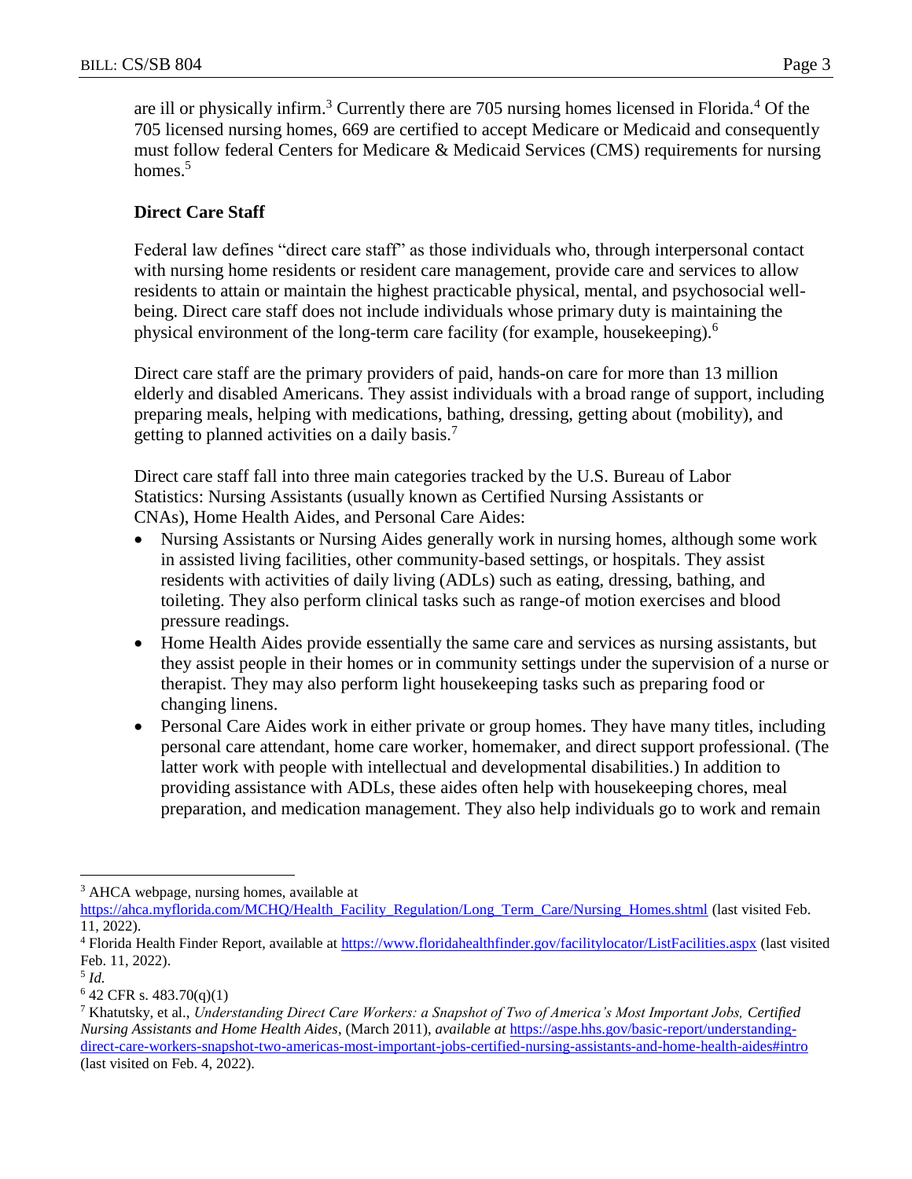are ill or physically infirm.[3] Currently there are 705 nursing homes licensed in Florida.[4] Of the 705 licensed nursing homes, 669 are certified to accept Medicare or Medicaid and consequently must follow federal Centers for Medicare & Medicaid Services (CMS) requirements for nursing homes.[5]

**Direct Care Staff**

Federal law defines "direct care staff" as those individuals who, through interpersonal contact with nursing home residents or resident care management, provide care and services to allow residents to attain or maintain the highest practicable physical, mental, and psychosocial well-being. Direct care staff does not include individuals whose primary duty is maintaining the physical environment of the long-term care facility (for example, housekeeping).[6]

Direct care staff are the primary providers of paid, hands-on care for more than 13 million elderly and disabled Americans. They assist individuals with a broad range of support, including preparing meals, helping with medications, bathing, dressing, getting about (mobility), and getting to planned activities on a daily basis.[7]

Direct care staff fall into three main categories tracked by the U.S. Bureau of Labor Statistics: Nursing Assistants (usually known as Certified Nursing Assistants or CNAs), Home Health Aides, and Personal Care Aides:

- Nursing Assistants or Nursing Aides generally work in nursing homes, although some work in assisted living facilities, other community-based settings, or hospitals. They assist residents with activities of daily living (ADLs) such as eating, dressing, bathing, and toileting. They also perform clinical tasks such as range-of motion exercises and blood pressure readings.
- Home Health Aides provide essentially the same care and services as nursing assistants, but they assist people in their homes or in community settings under the supervision of a nurse or therapist. They may also perform light housekeeping tasks such as preparing food or changing linens.
- Personal Care Aides work in either private or group homes. They have many titles, including personal care attendant, home care worker, homemaker, and direct support professional. (The latter work with people with intellectual and developmental disabilities.) In addition to providing assistance with ADLs, these aides often help with housekeeping chores, meal preparation, and medication management. They also help individuals go to work and remain

---

[3] AHCA webpage, nursing homes, available at https://ahca.myflorida.com/MCHQ/Health_Facility_Regulation/Long_Term_Care/Nursing_Homes.shtml (last visited Feb. 11, 2022).

[4] Florida Health Finder Report, available at https://www.floridahealthfinder.gov/facilitylocator/ListFacilities.aspx (last visited Feb. 11, 2022).

[5] *Id.*

[6] 42 CFR s. 483.70(q)(1)

[7] Khatutsky, et al., *Understanding Direct Care Workers: a Snapshot of Two of America's Most Important Jobs, Certified Nursing Assistants and Home Health Aides*, (March 2011), *available at* https://aspe.hhs.gov/basic-report/understanding-direct-care-workers-snapshot-two-americas-most-important-jobs-certified-nursing-assistants-and-home-health-aides#intro (last visited on Feb. 4, 2022).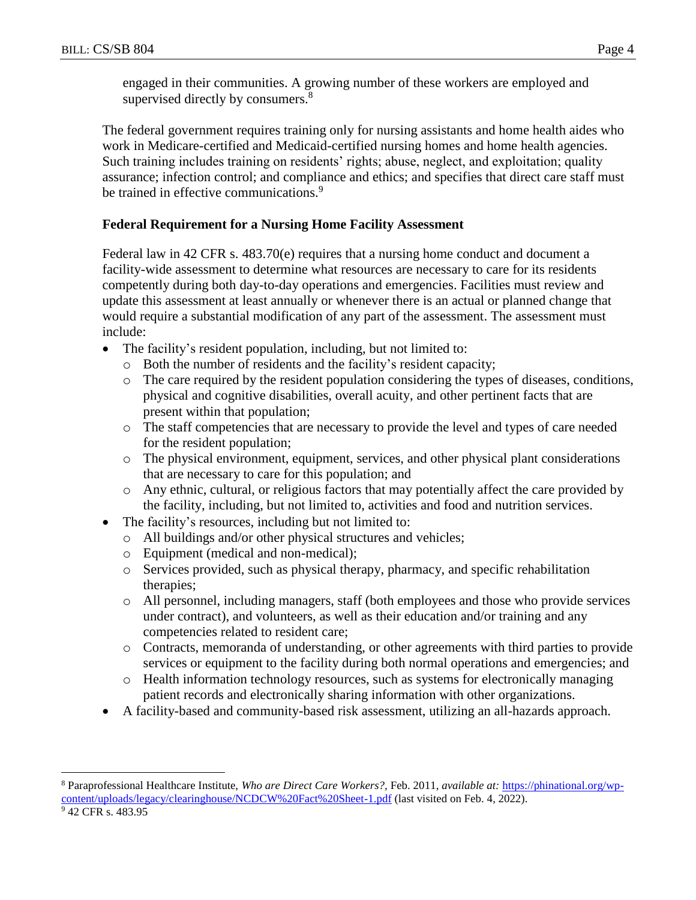engaged in their communities. A growing number of these workers are employed and supervised directly by consumers.[8]

The federal government requires training only for nursing assistants and home health aides who work in Medicare-certified and Medicaid-certified nursing homes and home health agencies. Such training includes training on residents' rights; abuse, neglect, and exploitation; quality assurance; infection control; and compliance and ethics; and specifies that direct care staff must be trained in effective communications.[9]

**Federal Requirement for a Nursing Home Facility Assessment**

Federal law in 42 CFR s. 483.70(e) requires that a nursing home conduct and document a facility-wide assessment to determine what resources are necessary to care for its residents competently during both day-to-day operations and emergencies. Facilities must review and update this assessment at least annually or whenever there is an actual or planned change that would require a substantial modification of any part of the assessment. The assessment must include:

- The facility's resident population, including, but not limited to:
  - Both the number of residents and the facility's resident capacity;
  - The care required by the resident population considering the types of diseases, conditions, physical and cognitive disabilities, overall acuity, and other pertinent facts that are present within that population;
  - The staff competencies that are necessary to provide the level and types of care needed for the resident population;
  - The physical environment, equipment, services, and other physical plant considerations that are necessary to care for this population; and
  - Any ethnic, cultural, or religious factors that may potentially affect the care provided by the facility, including, but not limited to, activities and food and nutrition services.
- The facility's resources, including but not limited to:
  - All buildings and/or other physical structures and vehicles;
  - Equipment (medical and non-medical);
  - Services provided, such as physical therapy, pharmacy, and specific rehabilitation therapies;
  - All personnel, including managers, staff (both employees and those who provide services under contract), and volunteers, as well as their education and/or training and any competencies related to resident care;
  - Contracts, memoranda of understanding, or other agreements with third parties to provide services or equipment to the facility during both normal operations and emergencies; and
  - Health information technology resources, such as systems for electronically managing patient records and electronically sharing information with other organizations.
- A facility-based and community-based risk assessment, utilizing an all-hazards approach.

---

[8] Paraprofessional Healthcare Institute, *Who are Direct Care Workers?*, Feb. 2011, *available at:* https://phinational.org/wp-content/uploads/legacy/clearinghouse/NCDCW%20Fact%20Sheet-1.pdf (last visited on Feb. 4, 2022).

[9] 42 CFR s. 483.95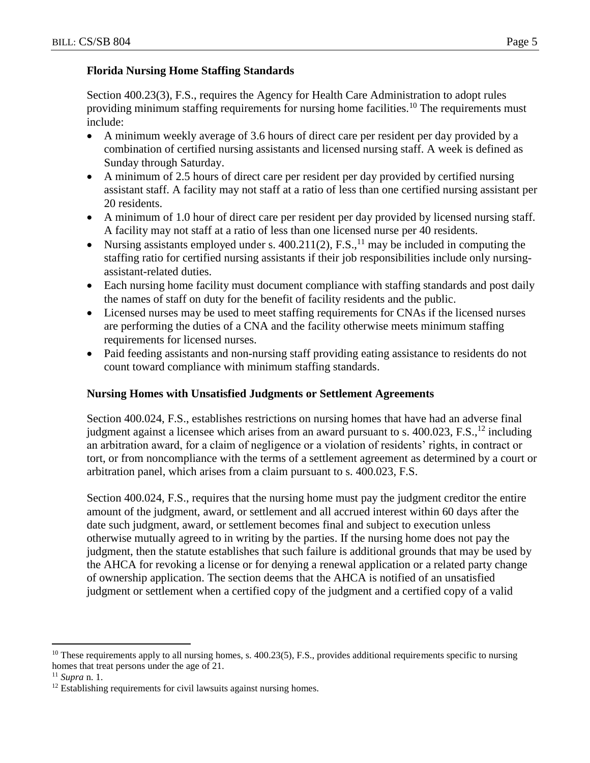**Florida Nursing Home Staffing Standards**

Section 400.23(3), F.S., requires the Agency for Health Care Administration to adopt rules providing minimum staffing requirements for nursing home facilities.[10] The requirements must include:

- A minimum weekly average of 3.6 hours of direct care per resident per day provided by a combination of certified nursing assistants and licensed nursing staff. A week is defined as Sunday through Saturday.
- A minimum of 2.5 hours of direct care per resident per day provided by certified nursing assistant staff. A facility may not staff at a ratio of less than one certified nursing assistant per 20 residents.
- A minimum of 1.0 hour of direct care per resident per day provided by licensed nursing staff. A facility may not staff at a ratio of less than one licensed nurse per 40 residents.
- Nursing assistants employed under s. 400.211(2), F.S.,[11] may be included in computing the staffing ratio for certified nursing assistants if their job responsibilities include only nursing-assistant-related duties.
- Each nursing home facility must document compliance with staffing standards and post daily the names of staff on duty for the benefit of facility residents and the public.
- Licensed nurses may be used to meet staffing requirements for CNAs if the licensed nurses are performing the duties of a CNA and the facility otherwise meets minimum staffing requirements for licensed nurses.
- Paid feeding assistants and non-nursing staff providing eating assistance to residents do not count toward compliance with minimum staffing standards.

**Nursing Homes with Unsatisfied Judgments or Settlement Agreements**

Section 400.024, F.S., establishes restrictions on nursing homes that have had an adverse final judgment against a licensee which arises from an award pursuant to s. 400.023, F.S.,[12] including an arbitration award, for a claim of negligence or a violation of residents' rights, in contract or tort, or from noncompliance with the terms of a settlement agreement as determined by a court or arbitration panel, which arises from a claim pursuant to s. 400.023, F.S.

Section 400.024, F.S., requires that the nursing home must pay the judgment creditor the entire amount of the judgment, award, or settlement and all accrued interest within 60 days after the date such judgment, award, or settlement becomes final and subject to execution unless otherwise mutually agreed to in writing by the parties. If the nursing home does not pay the judgment, then the statute establishes that such failure is additional grounds that may be used by the AHCA for revoking a license or for denying a renewal application or a related party change of ownership application. The section deems that the AHCA is notified of an unsatisfied judgment or settlement when a certified copy of the judgment and a certified copy of a valid

---

[10] These requirements apply to all nursing homes, s. 400.23(5), F.S., provides additional requirements specific to nursing homes that treat persons under the age of 21.

[11] *Supra* n. 1.

[12] Establishing requirements for civil lawsuits against nursing homes.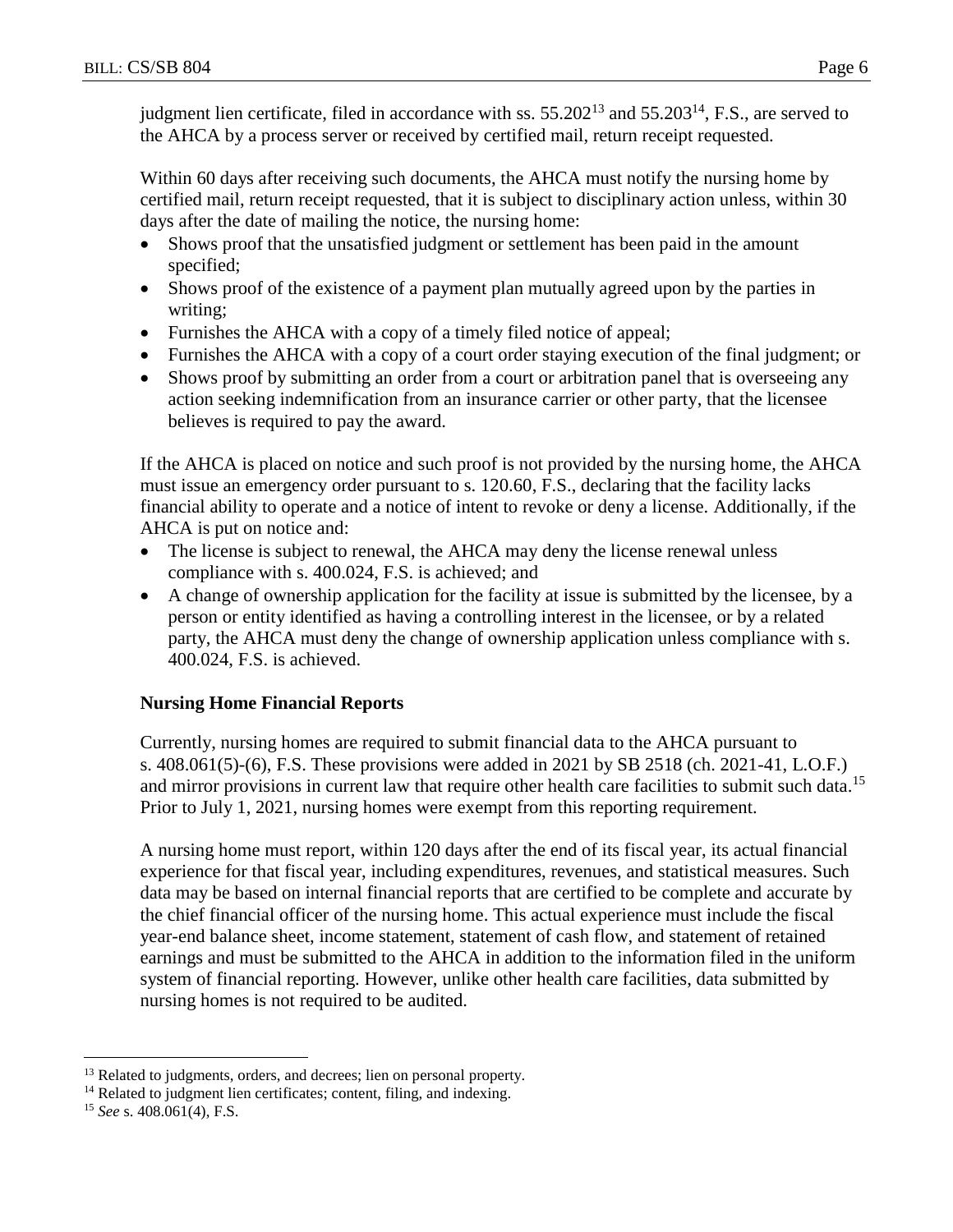judgment lien certificate, filed in accordance with ss. 55.202[13] and 55.203[14], F.S., are served to the AHCA by a process server or received by certified mail, return receipt requested.

Within 60 days after receiving such documents, the AHCA must notify the nursing home by certified mail, return receipt requested, that it is subject to disciplinary action unless, within 30 days after the date of mailing the notice, the nursing home:

- Shows proof that the unsatisfied judgment or settlement has been paid in the amount specified;
- Shows proof of the existence of a payment plan mutually agreed upon by the parties in writing;
- Furnishes the AHCA with a copy of a timely filed notice of appeal;
- Furnishes the AHCA with a copy of a court order staying execution of the final judgment; or
- Shows proof by submitting an order from a court or arbitration panel that is overseeing any action seeking indemnification from an insurance carrier or other party, that the licensee believes is required to pay the award.

If the AHCA is placed on notice and such proof is not provided by the nursing home, the AHCA must issue an emergency order pursuant to s. 120.60, F.S., declaring that the facility lacks financial ability to operate and a notice of intent to revoke or deny a license. Additionally, if the AHCA is put on notice and:

- The license is subject to renewal, the AHCA may deny the license renewal unless compliance with s. 400.024, F.S. is achieved; and
- A change of ownership application for the facility at issue is submitted by the licensee, by a person or entity identified as having a controlling interest in the licensee, or by a related party, the AHCA must deny the change of ownership application unless compliance with s. 400.024, F.S. is achieved.

**Nursing Home Financial Reports**

Currently, nursing homes are required to submit financial data to the AHCA pursuant to s. 408.061(5)-(6), F.S. These provisions were added in 2021 by SB 2518 (ch. 2021-41, L.O.F.) and mirror provisions in current law that require other health care facilities to submit such data.[15] Prior to July 1, 2021, nursing homes were exempt from this reporting requirement.

A nursing home must report, within 120 days after the end of its fiscal year, its actual financial experience for that fiscal year, including expenditures, revenues, and statistical measures. Such data may be based on internal financial reports that are certified to be complete and accurate by the chief financial officer of the nursing home. This actual experience must include the fiscal year-end balance sheet, income statement, statement of cash flow, and statement of retained earnings and must be submitted to the AHCA in addition to the information filed in the uniform system of financial reporting. However, unlike other health care facilities, data submitted by nursing homes is not required to be audited.

---

[13] Related to judgments, orders, and decrees; lien on personal property.

[14] Related to judgment lien certificates; content, filing, and indexing.

[15] *See* s. 408.061(4), F.S.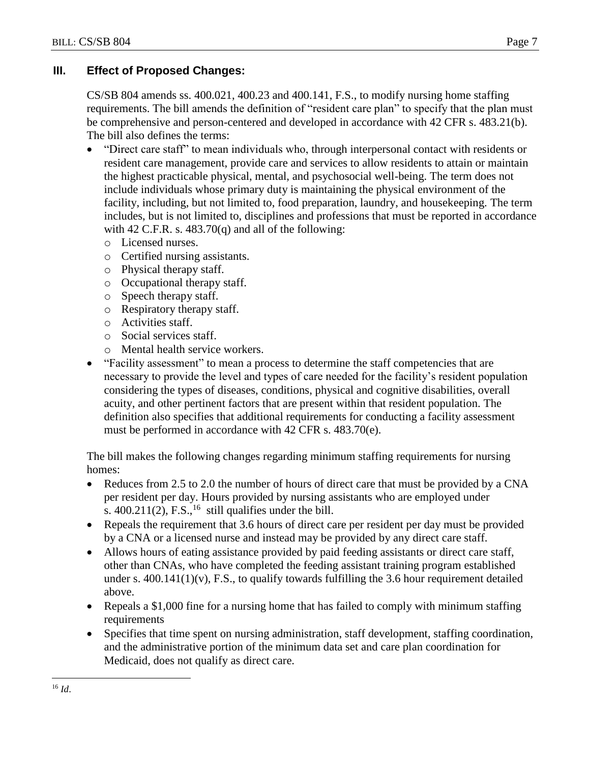## III. Effect of Proposed Changes:

CS/SB 804 amends ss. 400.021, 400.23 and 400.141, F.S., to modify nursing home staffing requirements. The bill amends the definition of "resident care plan" to specify that the plan must be comprehensive and person-centered and developed in accordance with 42 CFR s. 483.21(b). The bill also defines the terms:

- "Direct care staff" to mean individuals who, through interpersonal contact with residents or resident care management, provide care and services to allow residents to attain or maintain the highest practicable physical, mental, and psychosocial well-being. The term does not include individuals whose primary duty is maintaining the physical environment of the facility, including, but not limited to, food preparation, laundry, and housekeeping. The term includes, but is not limited to, disciplines and professions that must be reported in accordance with 42 C.F.R. s. 483.70(q) and all of the following:
  - Licensed nurses.
  - Certified nursing assistants.
  - Physical therapy staff.
  - Occupational therapy staff.
  - Speech therapy staff.
  - Respiratory therapy staff.
  - Activities staff.
  - Social services staff.
  - Mental health service workers.
- "Facility assessment" to mean a process to determine the staff competencies that are necessary to provide the level and types of care needed for the facility's resident population considering the types of diseases, conditions, physical and cognitive disabilities, overall acuity, and other pertinent factors that are present within that resident population. The definition also specifies that additional requirements for conducting a facility assessment must be performed in accordance with 42 CFR s. 483.70(e).

The bill makes the following changes regarding minimum staffing requirements for nursing homes:

- Reduces from 2.5 to 2.0 the number of hours of direct care that must be provided by a CNA per resident per day. Hours provided by nursing assistants who are employed under s. 400.211(2), F.S.,[16] still qualifies under the bill.
- Repeals the requirement that 3.6 hours of direct care per resident per day must be provided by a CNA or a licensed nurse and instead may be provided by any direct care staff.
- Allows hours of eating assistance provided by paid feeding assistants or direct care staff, other than CNAs, who have completed the feeding assistant training program established under s. 400.141(1)(v), F.S., to qualify towards fulfilling the 3.6 hour requirement detailed above.
- Repeals a $1,000 fine for a nursing home that has failed to comply with minimum staffing requirements
- Specifies that time spent on nursing administration, staff development, staffing coordination, and the administrative portion of the minimum data set and care plan coordination for Medicaid, does not qualify as direct care.

---

[16] *Id*.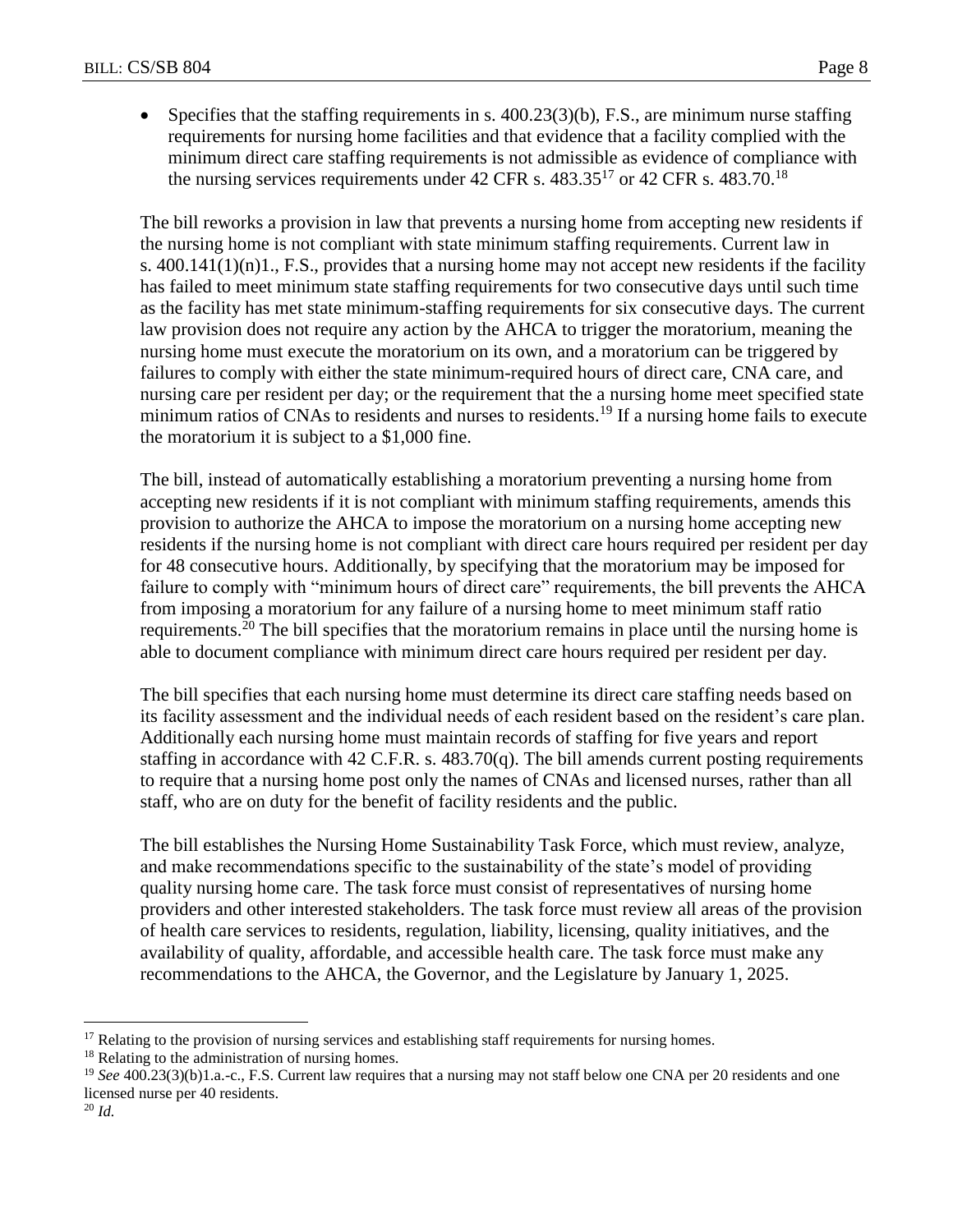- Specifies that the staffing requirements in s. 400.23(3)(b), F.S., are minimum nurse staffing requirements for nursing home facilities and that evidence that a facility complied with the minimum direct care staffing requirements is not admissible as evidence of compliance with the nursing services requirements under 42 CFR s. 483.35[17] or 42 CFR s. 483.70.[18]

The bill reworks a provision in law that prevents a nursing home from accepting new residents if the nursing home is not compliant with state minimum staffing requirements. Current law in s. 400.141(1)(n)1., F.S., provides that a nursing home may not accept new residents if the facility has failed to meet minimum state staffing requirements for two consecutive days until such time as the facility has met state minimum-staffing requirements for six consecutive days. The current law provision does not require any action by the AHCA to trigger the moratorium, meaning the nursing home must execute the moratorium on its own, and a moratorium can be triggered by failures to comply with either the state minimum-required hours of direct care, CNA care, and nursing care per resident per day; or the requirement that the a nursing home meet specified state minimum ratios of CNAs to residents and nurses to residents.[19] If a nursing home fails to execute the moratorium it is subject to a $1,000 fine.

The bill, instead of automatically establishing a moratorium preventing a nursing home from accepting new residents if it is not compliant with minimum staffing requirements, amends this provision to authorize the AHCA to impose the moratorium on a nursing home accepting new residents if the nursing home is not compliant with direct care hours required per resident per day for 48 consecutive hours. Additionally, by specifying that the moratorium may be imposed for failure to comply with "minimum hours of direct care" requirements, the bill prevents the AHCA from imposing a moratorium for any failure of a nursing home to meet minimum staff ratio requirements.[20] The bill specifies that the moratorium remains in place until the nursing home is able to document compliance with minimum direct care hours required per resident per day.

The bill specifies that each nursing home must determine its direct care staffing needs based on its facility assessment and the individual needs of each resident based on the resident's care plan. Additionally each nursing home must maintain records of staffing for five years and report staffing in accordance with 42 C.F.R. s. 483.70(q). The bill amends current posting requirements to require that a nursing home post only the names of CNAs and licensed nurses, rather than all staff, who are on duty for the benefit of facility residents and the public.

The bill establishes the Nursing Home Sustainability Task Force, which must review, analyze, and make recommendations specific to the sustainability of the state's model of providing quality nursing home care. The task force must consist of representatives of nursing home providers and other interested stakeholders. The task force must review all areas of the provision of health care services to residents, regulation, liability, licensing, quality initiatives, and the availability of quality, affordable, and accessible health care. The task force must make any recommendations to the AHCA, the Governor, and the Legislature by January 1, 2025.

---

[17] Relating to the provision of nursing services and establishing staff requirements for nursing homes.

[18] Relating to the administration of nursing homes.

[19] *See* 400.23(3)(b)1.a.-c., F.S. Current law requires that a nursing may not staff below one CNA per 20 residents and one licensed nurse per 40 residents.

[20] *Id.*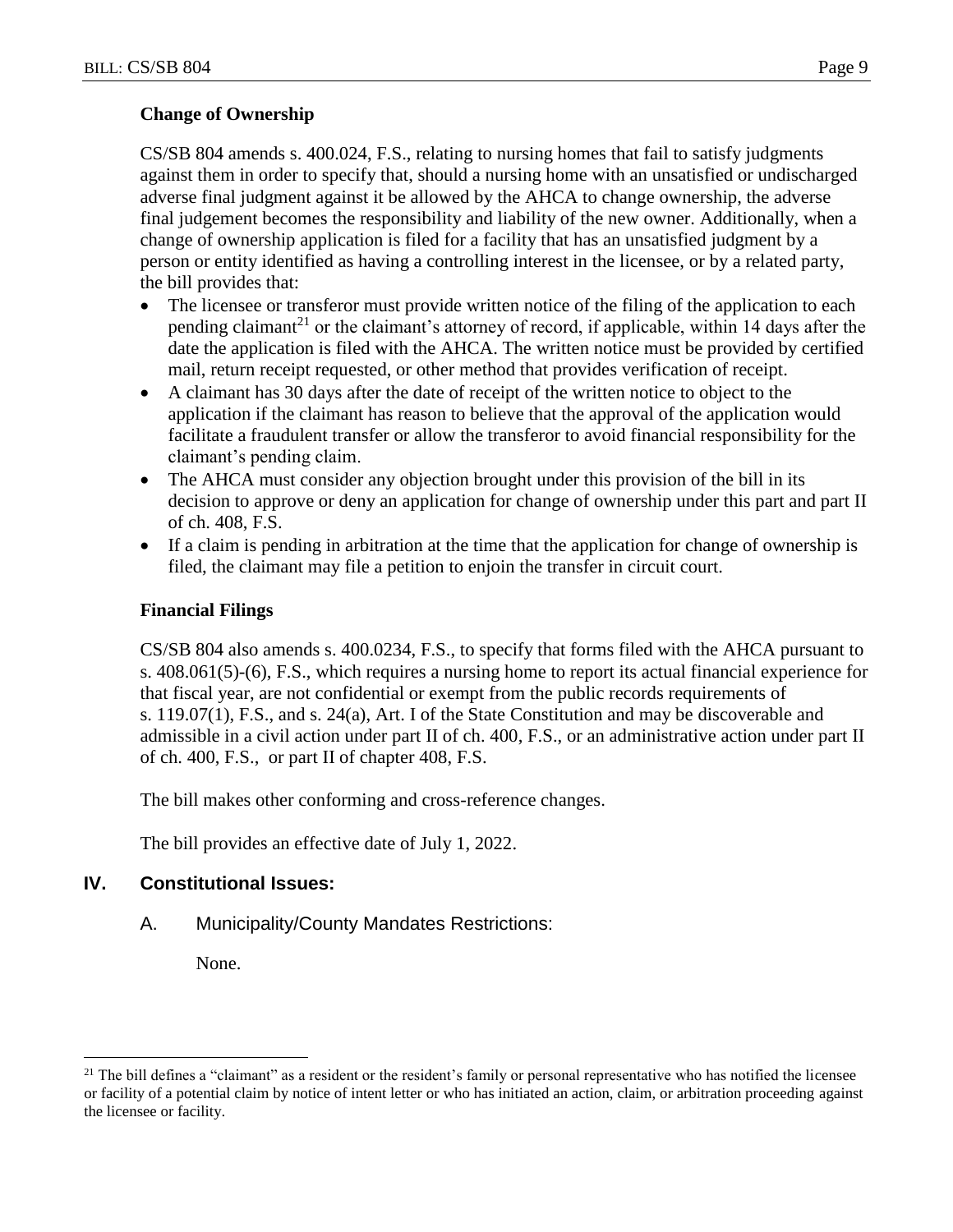### Change of Ownership

CS/SB 804 amends s. 400.024, F.S., relating to nursing homes that fail to satisfy judgments against them in order to specify that, should a nursing home with an unsatisfied or undischarged adverse final judgment against it be allowed by the AHCA to change ownership, the adverse final judgement becomes the responsibility and liability of the new owner. Additionally, when a change of ownership application is filed for a facility that has an unsatisfied judgment by a person or entity identified as having a controlling interest in the licensee, or by a related party, the bill provides that:

- The licensee or transferor must provide written notice of the filing of the application to each pending claimant[21] or the claimant's attorney of record, if applicable, within 14 days after the date the application is filed with the AHCA. The written notice must be provided by certified mail, return receipt requested, or other method that provides verification of receipt.
- A claimant has 30 days after the date of receipt of the written notice to object to the application if the claimant has reason to believe that the approval of the application would facilitate a fraudulent transfer or allow the transferor to avoid financial responsibility for the claimant's pending claim.
- The AHCA must consider any objection brought under this provision of the bill in its decision to approve or deny an application for change of ownership under this part and part II of ch. 408, F.S.
- If a claim is pending in arbitration at the time that the application for change of ownership is filed, the claimant may file a petition to enjoin the transfer in circuit court.

### Financial Filings

CS/SB 804 also amends s. 400.0234, F.S., to specify that forms filed with the AHCA pursuant to s. 408.061(5)-(6), F.S., which requires a nursing home to report its actual financial experience for that fiscal year, are not confidential or exempt from the public records requirements of s. 119.07(1), F.S., and s. 24(a), Art. I of the State Constitution and may be discoverable and admissible in a civil action under part II of ch. 400, F.S., or an administrative action under part II of ch. 400, F.S., or part II of chapter 408, F.S.

The bill makes other conforming and cross-reference changes.

The bill provides an effective date of July 1, 2022.

## IV. Constitutional Issues:

A. Municipality/County Mandates Restrictions:

None.

---

[21] The bill defines a "claimant" as a resident or the resident's family or personal representative who has notified the licensee or facility of a potential claim by notice of intent letter or who has initiated an action, claim, or arbitration proceeding against the licensee or facility.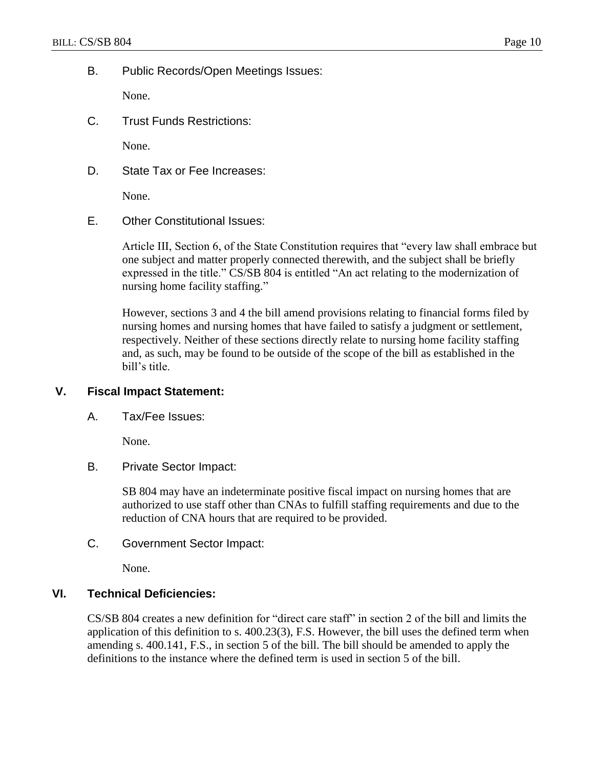B. Public Records/Open Meetings Issues:

None.

C. Trust Funds Restrictions:

None.

D. State Tax or Fee Increases:

None.

E. Other Constitutional Issues:

Article III, Section 6, of the State Constitution requires that "every law shall embrace but one subject and matter properly connected therewith, and the subject shall be briefly expressed in the title." CS/SB 804 is entitled "An act relating to the modernization of nursing home facility staffing."

However, sections 3 and 4 the bill amend provisions relating to financial forms filed by nursing homes and nursing homes that have failed to satisfy a judgment or settlement, respectively. Neither of these sections directly relate to nursing home facility staffing and, as such, may be found to be outside of the scope of the bill as established in the bill's title.

## V. Fiscal Impact Statement:

A. Tax/Fee Issues:

None.

B. Private Sector Impact:

SB 804 may have an indeterminate positive fiscal impact on nursing homes that are authorized to use staff other than CNAs to fulfill staffing requirements and due to the reduction of CNA hours that are required to be provided.

C. Government Sector Impact:

None.

## VI. Technical Deficiencies:

CS/SB 804 creates a new definition for "direct care staff" in section 2 of the bill and limits the application of this definition to s. 400.23(3), F.S. However, the bill uses the defined term when amending s. 400.141, F.S., in section 5 of the bill. The bill should be amended to apply the definitions to the instance where the defined term is used in section 5 of the bill.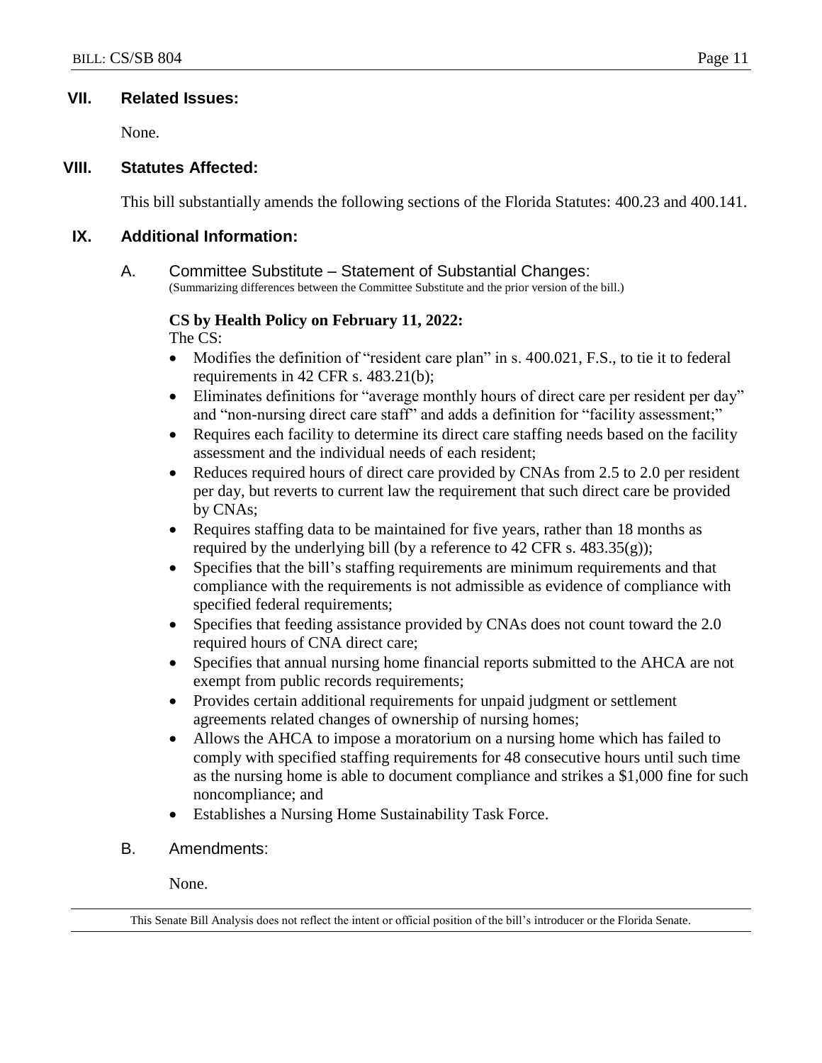## VII. Related Issues:

None.

## VIII. Statutes Affected:

This bill substantially amends the following sections of the Florida Statutes: 400.23 and 400.141.

## IX. Additional Information:

### A. Committee Substitute – Statement of Substantial Changes:

(Summarizing differences between the Committee Substitute and the prior version of the bill.)

**CS by Health Policy on February 11, 2022:**

The CS:

- Modifies the definition of "resident care plan" in s. 400.021, F.S., to tie it to federal requirements in 42 CFR s. 483.21(b);
- Eliminates definitions for "average monthly hours of direct care per resident per day" and "non-nursing direct care staff" and adds a definition for "facility assessment;"
- Requires each facility to determine its direct care staffing needs based on the facility assessment and the individual needs of each resident;
- Reduces required hours of direct care provided by CNAs from 2.5 to 2.0 per resident per day, but reverts to current law the requirement that such direct care be provided by CNAs;
- Requires staffing data to be maintained for five years, rather than 18 months as required by the underlying bill (by a reference to 42 CFR s. 483.35(g));
- Specifies that the bill's staffing requirements are minimum requirements and that compliance with the requirements is not admissible as evidence of compliance with specified federal requirements;
- Specifies that feeding assistance provided by CNAs does not count toward the 2.0 required hours of CNA direct care;
- Specifies that annual nursing home financial reports submitted to the AHCA are not exempt from public records requirements;
- Provides certain additional requirements for unpaid judgment or settlement agreements related changes of ownership of nursing homes;
- Allows the AHCA to impose a moratorium on a nursing home which has failed to comply with specified staffing requirements for 48 consecutive hours until such time as the nursing home is able to document compliance and strikes a $1,000 fine for such noncompliance; and
- Establishes a Nursing Home Sustainability Task Force.

### B. Amendments:

None.

This Senate Bill Analysis does not reflect the intent or official position of the bill's introducer or the Florida Senate.